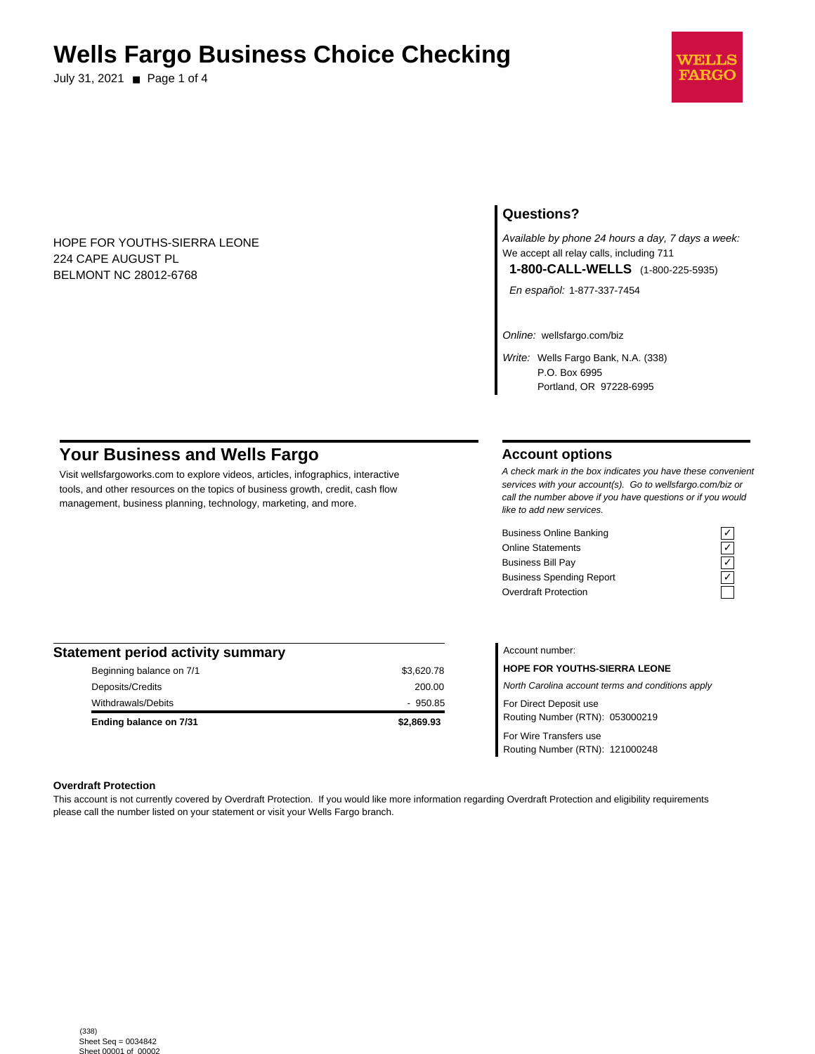# Wells Fargo Business Choice Checking

July 31, 2021

WELLS FARGO

HOPE FOR YOUTHS-SIERRA LEONE
224 CAPE AUGUST PL
BELMONT NC 28012-6768

## Questions?

*Available by phone 24 hours a day, 7 days a week:*
We accept all relay calls, including 711

**1-800-CALL-WELLS** (1-800-225-5935)

*En español:* 1-877-337-7454

*Online:* wellsfargo.com/biz

*Write:* Wells Fargo Bank, N.A. (338)
P.O. Box 6995
Portland, OR 97228-6995

## Your Business and Wells Fargo

Visit wellsfargoworks.com to explore videos, articles, infographics, interactive tools, and other resources on the topics of business growth, credit, cash flow management, business planning, technology, marketing, and more.

## Account options

*A check mark in the box indicates you have these convenient services with your account(s). Go to wellsfargo.com/biz or call the number above if you have questions or if you would like to add new services.*

| Service | |
|---|---|
| Business Online Banking | ✓ |
| Online Statements | ✓ |
| Business Bill Pay | ✓ |
| Business Spending Report | ✓ |
| Overdraft Protection | |

## Statement period activity summary

| | |
|---|---|
| Beginning balance on 7/1 | $3,620.78 |
| Deposits/Credits | 200.00 |
| Withdrawals/Debits | - 950.85 |
| **Ending balance on 7/31** | **$2,869.93** |

Account number:

**HOPE FOR YOUTHS-SIERRA LEONE**

*North Carolina account terms and conditions apply*

For Direct Deposit use
Routing Number (RTN): 053000219

For Wire Transfers use
Routing Number (RTN): 121000248

**Overdraft Protection**

This account is not currently covered by Overdraft Protection. If you would like more information regarding Overdraft Protection and eligibility requirements please call the number listed on your statement or visit your Wells Fargo branch.

(338)
Sheet Seq = 0034842
Sheet 00001 of 00002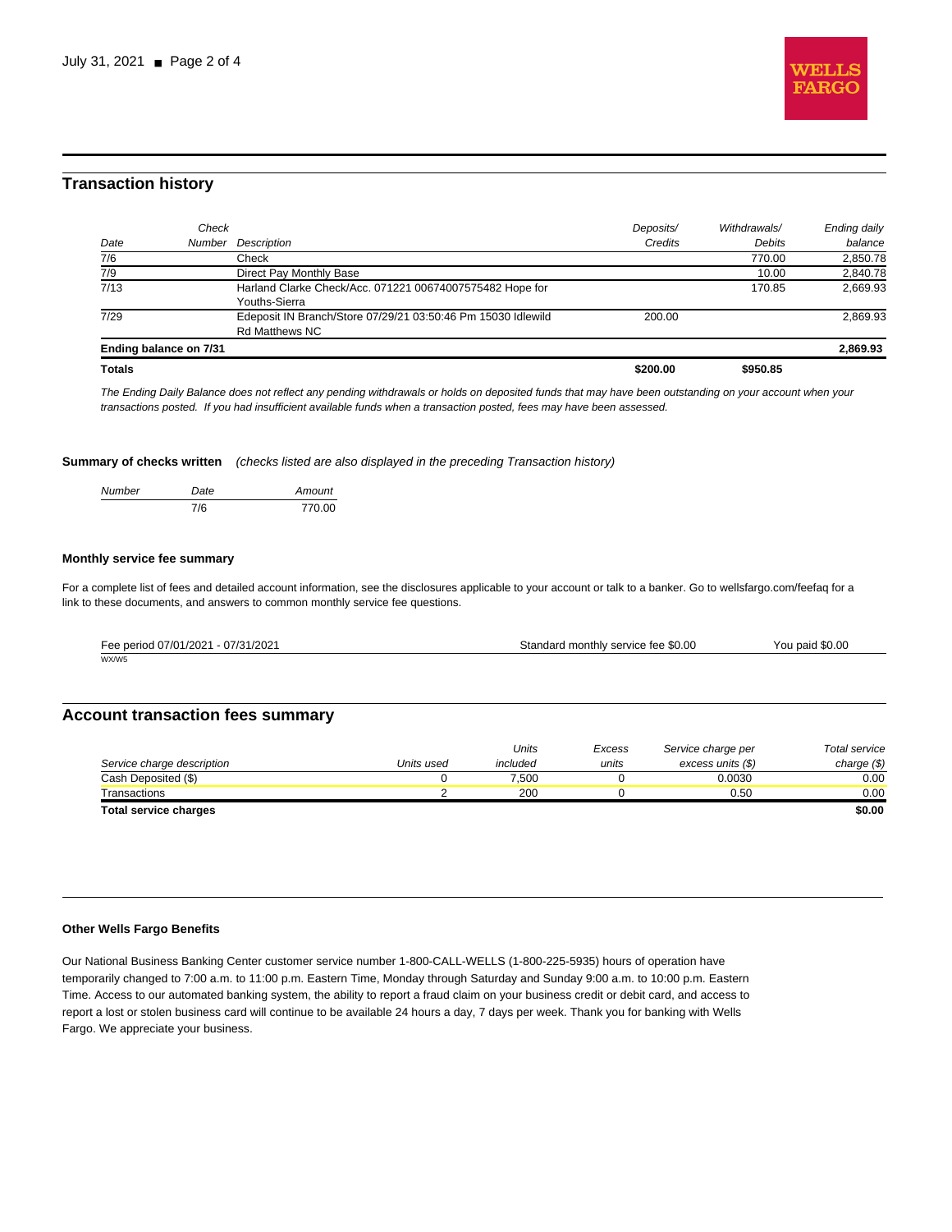## Transaction history

| Date | Check Number | Description | Deposits/ Credits | Withdrawals/ Debits | Ending daily balance |
|---|---|---|---|---|---|
| 7/6 | | Check | | 770.00 | 2,850.78 |
| 7/9 | | Direct Pay Monthly Base | | 10.00 | 2,840.78 |
| 7/13 | | Harland Clarke Check/Acc. 071221 00674007575482 Hope for Youths-Sierra | | 170.85 | 2,669.93 |
| 7/29 | | Edeposit IN Branch/Store 07/29/21 03:50:46 Pm 15030 Idlewild Rd Matthews NC | 200.00 | | 2,869.93 |
| **Ending balance on 7/31** | | | | | **2,869.93** |
| **Totals** | | | **$200.00** | **$950.85** | |

*The Ending Daily Balance does not reflect any pending withdrawals or holds on deposited funds that may have been outstanding on your account when your transactions posted. If you had insufficient available funds when a transaction posted, fees may have been assessed.*

**Summary of checks written** *(checks listed are also displayed in the preceding Transaction history)*

| Number | Date | Amount |
|---|---|---|
| | 7/6 | 770.00 |

### Monthly service fee summary

For a complete list of fees and detailed account information, see the disclosures applicable to your account or talk to a banker. Go to wellsfargo.com/feefaq for a link to these documents, and answers to common monthly service fee questions.

| Fee period 07/01/2021 - 07/31/2021 | Standard monthly service fee $0.00 | You paid $0.00 |
|---|---|---|

WX/W5

## Account transaction fees summary

| Service charge description | Units used | Units included | Excess units | Service charge per excess units ($) | Total service charge ($) |
|---|---|---|---|---|---|
| Cash Deposited ($) | 0 | 7,500 | 0 | 0.0030 | 0.00 |
| Transactions | 2 | 200 | 0 | 0.50 | 0.00 |
| **Total service charges** | | | | | **$0.00** |

### Other Wells Fargo Benefits

Our National Business Banking Center customer service number 1-800-CALL-WELLS (1-800-225-5935) hours of operation have temporarily changed to 7:00 a.m. to 11:00 p.m. Eastern Time, Monday through Saturday and Sunday 9:00 a.m. to 10:00 p.m. Eastern Time. Access to our automated banking system, the ability to report a fraud claim on your business credit or debit card, and access to report a lost or stolen business card will continue to be available 24 hours a day, 7 days per week. Thank you for banking with Wells Fargo. We appreciate your business.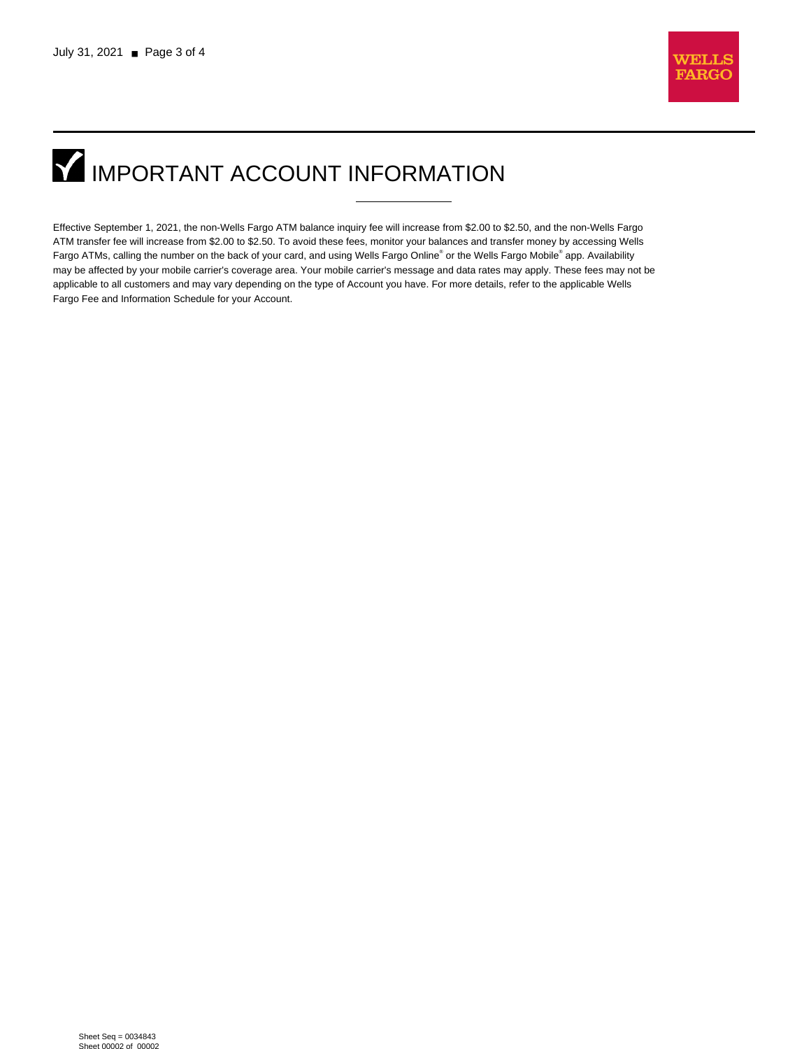# IMPORTANT ACCOUNT INFORMATION

Effective September 1, 2021, the non-Wells Fargo ATM balance inquiry fee will increase from $2.00 to $2.50, and the non-Wells Fargo ATM transfer fee will increase from $2.00 to $2.50. To avoid these fees, monitor your balances and transfer money by accessing Wells Fargo ATMs, calling the number on the back of your card, and using Wells Fargo Online® or the Wells Fargo Mobile® app. Availability may be affected by your mobile carrier's coverage area. Your mobile carrier's message and data rates may apply. These fees may not be applicable to all customers and may vary depending on the type of Account you have. For more details, refer to the applicable Wells Fargo Fee and Information Schedule for your Account.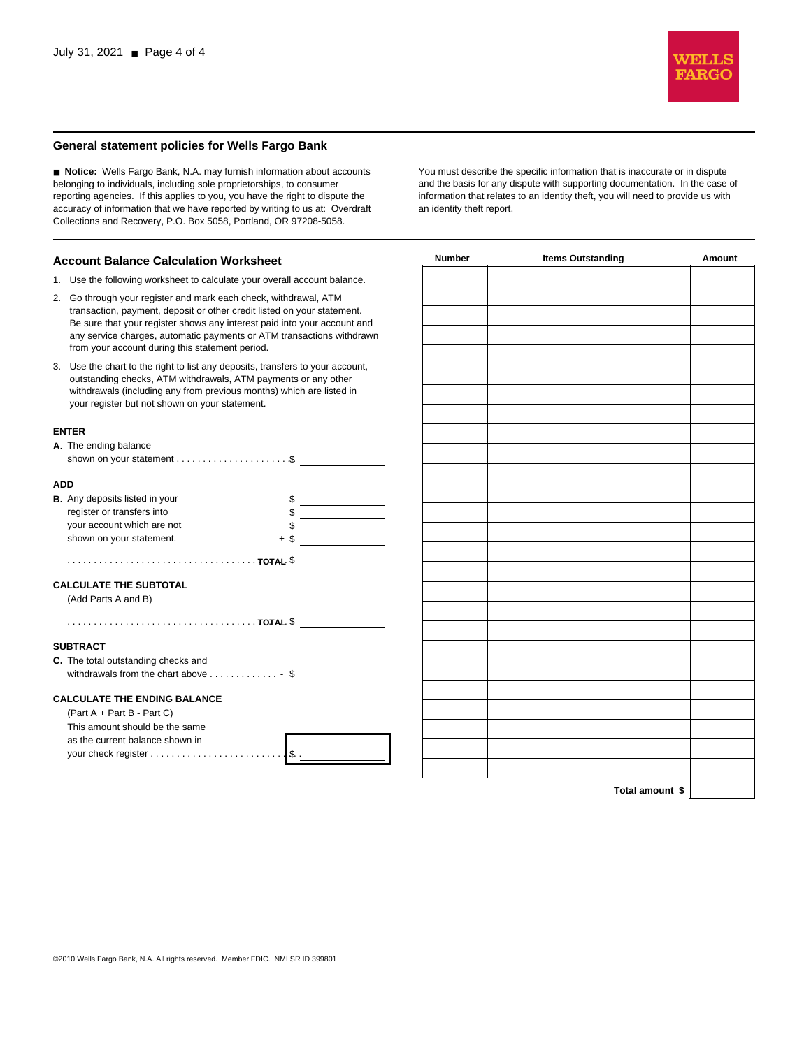## General statement policies for Wells Fargo Bank

■ **Notice:** Wells Fargo Bank, N.A. may furnish information about accounts belonging to individuals, including sole proprietorships, to consumer reporting agencies. If this applies to you, you have the right to dispute the accuracy of information that we have reported by writing to us at: Overdraft Collections and Recovery, P.O. Box 5058, Portland, OR 97208-5058.

You must describe the specific information that is inaccurate or in dispute and the basis for any dispute with supporting documentation. In the case of information that relates to an identity theft, you will need to provide us with an identity theft report.

### Account Balance Calculation Worksheet

1. Use the following worksheet to calculate your overall account balance.
2. Go through your register and mark each check, withdrawal, ATM transaction, payment, deposit or other credit listed on your statement. Be sure that your register shows any interest paid into your account and any service charges, automatic payments or ATM transactions withdrawn from your account during this statement period.
3. Use the chart to the right to list any deposits, transfers to your account, outstanding checks, ATM withdrawals, ATM payments or any other withdrawals (including any from previous months) which are listed in your register but not shown on your statement.

**ENTER**

**A.** The ending balance shown on your statement . . . . . . . . . . . . . . . . . . . . $ ____________

**ADD**

**B.** Any deposits listed in your register or transfers into your account which are not shown on your statement.

$ ____________
$ ____________
$ ____________
+ $ ____________

. . . . . . . . . . . . . . . . . . . . . . . . . . . . . . . . . . . **TOTAL** $ ____________

**CALCULATE THE SUBTOTAL**

(Add Parts A and B)

. . . . . . . . . . . . . . . . . . . . . . . . . . . . . . . . . . . **TOTAL** $ ____________

**SUBTRACT**

**C.** The total outstanding checks and withdrawals from the chart above . . . . . . . . . . . . . - $ ____________

**CALCULATE THE ENDING BALANCE**

(Part A + Part B - Part C)
This amount should be the same as the current balance shown in your check register . . . . . . . . . . . . . . . . . . . . . . . . $ ____________

| Number | Items Outstanding | Amount |
|---|---|---|
| | | |
| | | |
| | | |
| | | |
| | | |
| | | |
| | | |
| | | |
| | | |
| | | |
| | | |
| | | |
| | | |
| | | |
| | | |
| | | |
| | | |
| | | |
| | | |
| | | |
| | | |
| | | |
| | | |
| | | |
| | | |
| | | |
| | **Total amount $** | |

©2010 Wells Fargo Bank, N.A. All rights reserved. Member FDIC. NMLSR ID 399801